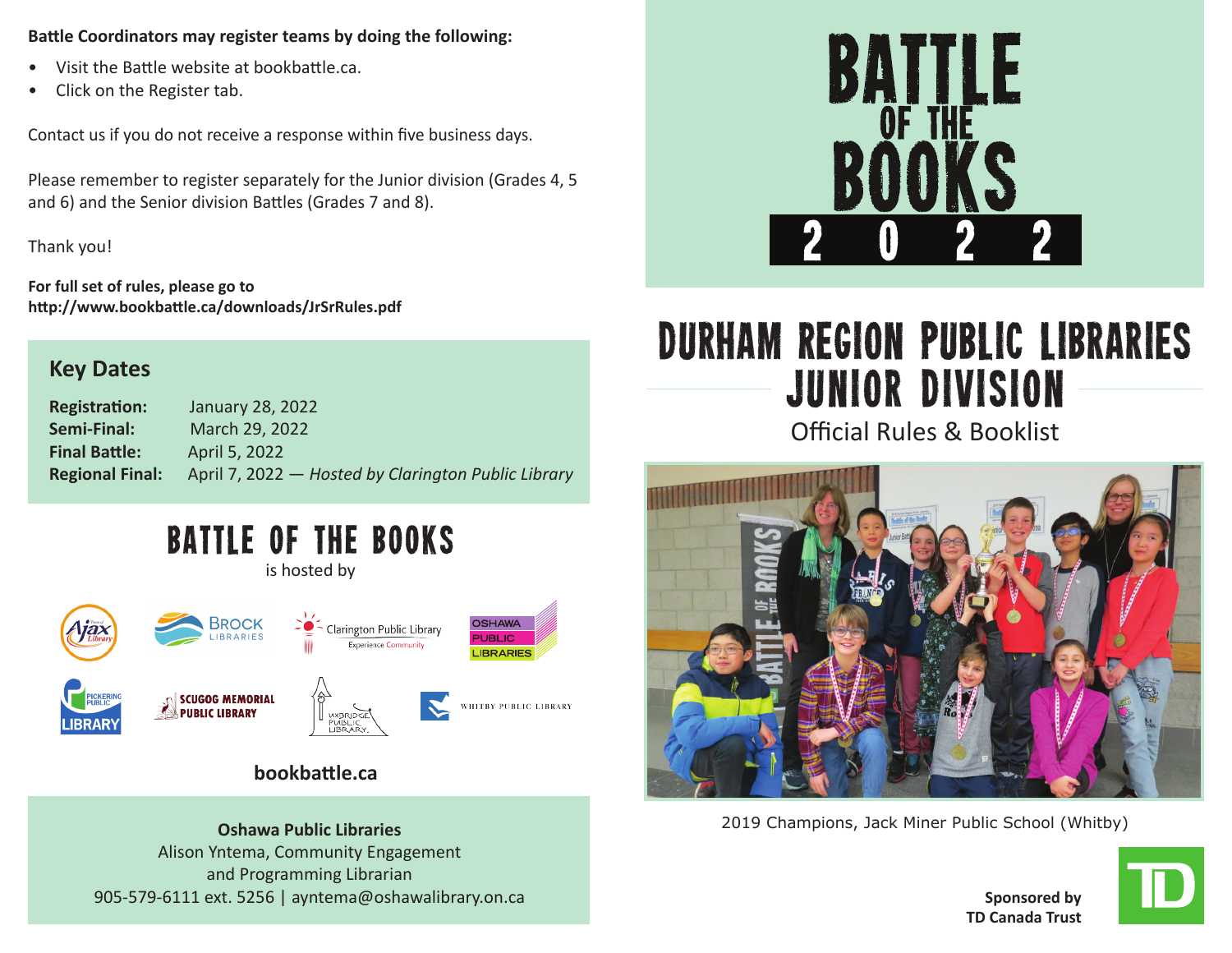**Battle Coordinators may register teams by doing the following:**

- Visit the Battle website at bookbattle.ca.
- Click on the Register tab.

Contact us if you do not receive a response within five business days.

Please remember to register separately for the Junior division (Grades 4, 5 and 6) and the Senior division Battles (Grades 7 and 8).

Thank you!

**For full set of rules, please go to http://www.bookbattle.ca/downloads/JrSrRules.pdf**

## Key Dates

**Registration:** January 28, 2022
**Semi-Final:** March 29, 2022
**Final Battle:** April 5, 2022
**Regional Final:** April 7, 2022 — *Hosted by Clarington Public Library*

## BATTLE OF THE BOOKS

is hosted by

Ajax Library · Brock Libraries · Clarington Public Library (Experience Community) · Oshawa Public Libraries · Pickering Public Library · Scugog Memorial Public Library · Uxbridge Public Library · Whitby Public Library

**bookbattle.ca**

**Oshawa Public Libraries**
Alison Yntema, Community Engagement and Programming Librarian
905-579-6111 ext. 5256 | ayntema@oshawalibrary.on.ca

# BATTLE OF THE BOOKS 2022

# DURHAM REGION PUBLIC LIBRARIES JUNIOR DIVISION

## Official Rules & Booklist

2019 Champions, Jack Miner Public School (Whitby)

**Sponsored by TD Canada Trust**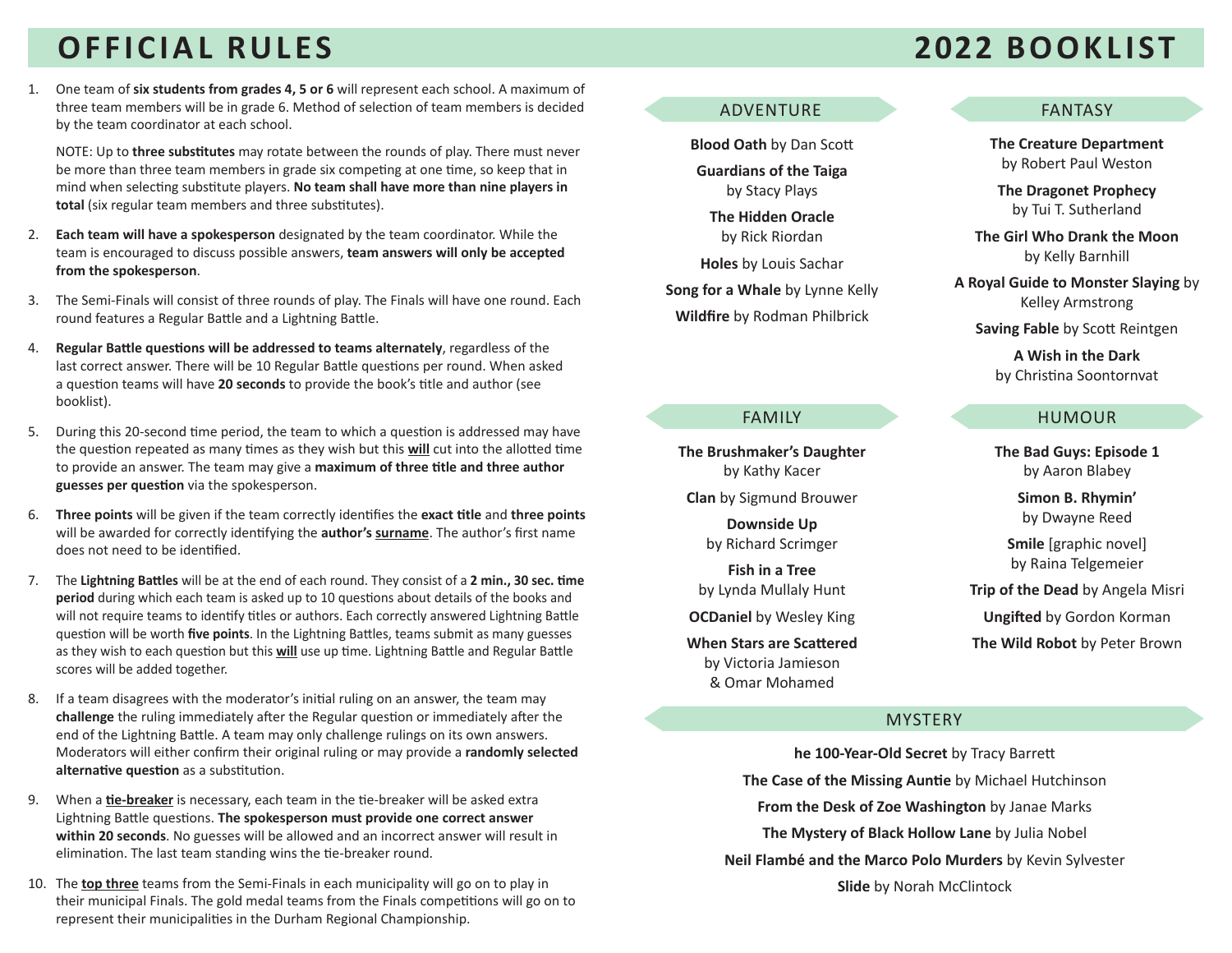# OFFICIAL RULES

1. One team of **six students from grades 4, 5 or 6** will represent each school. A maximum of three team members will be in grade 6. Method of selection of team members is decided by the team coordinator at each school.

   NOTE: Up to **three substitutes** may rotate between the rounds of play. There must never be more than three team members in grade six competing at one time, so keep that in mind when selecting substitute players. **No team shall have more than nine players in total** (six regular team members and three substitutes).

2. **Each team will have a spokesperson** designated by the team coordinator. While the team is encouraged to discuss possible answers, **team answers will only be accepted from the spokesperson**.

3. The Semi-Finals will consist of three rounds of play. The Finals will have one round. Each round features a Regular Battle and a Lightning Battle.

4. **Regular Battle questions will be addressed to teams alternately**, regardless of the last correct answer. There will be 10 Regular Battle questions per round. When asked a question teams will have **20 seconds** to provide the book's title and author (see booklist).

5. During this 20-second time period, the team to which a question is addressed may have the question repeated as many times as they wish but this **will** cut into the allotted time to provide an answer. The team may give a **maximum of three title and three author guesses per question** via the spokesperson.

6. **Three points** will be given if the team correctly identifies the **exact title** and **three points** will be awarded for correctly identifying the **author's surname**. The author's first name does not need to be identified.

7. The **Lightning Battles** will be at the end of each round. They consist of a **2 min., 30 sec. time period** during which each team is asked up to 10 questions about details of the books and will not require teams to identify titles or authors. Each correctly answered Lightning Battle question will be worth **five points**. In the Lightning Battles, teams submit as many guesses as they wish to each question but this **will** use up time. Lightning Battle and Regular Battle scores will be added together.

8. If a team disagrees with the moderator's initial ruling on an answer, the team may **challenge** the ruling immediately after the Regular question or immediately after the end of the Lightning Battle. A team may only challenge rulings on its own answers. Moderators will either confirm their original ruling or may provide a **randomly selected alternative question** as a substitution.

9. When a **tie-breaker** is necessary, each team in the tie-breaker will be asked extra Lightning Battle questions. **The spokesperson must provide one correct answer within 20 seconds**. No guesses will be allowed and an incorrect answer will result in elimination. The last team standing wins the tie-breaker round.

10. The **top three** teams from the Semi-Finals in each municipality will go on to play in their municipal Finals. The gold medal teams from the Finals competitions will go on to represent their municipalities in the Durham Regional Championship.

# 2022 BOOKLIST

## ADVENTURE

**Blood Oath** by Dan Scott

**Guardians of the Taiga** by Stacy Plays

**The Hidden Oracle** by Rick Riordan

**Holes** by Louis Sachar

**Song for a Whale** by Lynne Kelly

**Wildfire** by Rodman Philbrick

## FANTASY

**The Creature Department** by Robert Paul Weston

**The Dragonet Prophecy** by Tui T. Sutherland

**The Girl Who Drank the Moon** by Kelly Barnhill

**A Royal Guide to Monster Slaying** by Kelley Armstrong

**Saving Fable** by Scott Reintgen

**A Wish in the Dark** by Christina Soontornvat

## FAMILY

**The Brushmaker's Daughter** by Kathy Kacer

**Clan** by Sigmund Brouwer

**Downside Up** by Richard Scrimger

**Fish in a Tree** by Lynda Mullaly Hunt

**OCDaniel** by Wesley King

**When Stars are Scattered** by Victoria Jamieson & Omar Mohamed

## HUMOUR

**The Bad Guys: Episode 1** by Aaron Blabey

**Simon B. Rhymin'** by Dwayne Reed

**Smile** [graphic novel] by Raina Telgemeier

**Trip of the Dead** by Angela Misri

**Ungifted** by Gordon Korman

**The Wild Robot** by Peter Brown

## MYSTERY

**he 100-Year-Old Secret** by Tracy Barrett

**The Case of the Missing Auntie** by Michael Hutchinson

**From the Desk of Zoe Washington** by Janae Marks

**The Mystery of Black Hollow Lane** by Julia Nobel

**Neil Flambé and the Marco Polo Murders** by Kevin Sylvester

**Slide** by Norah McClintock